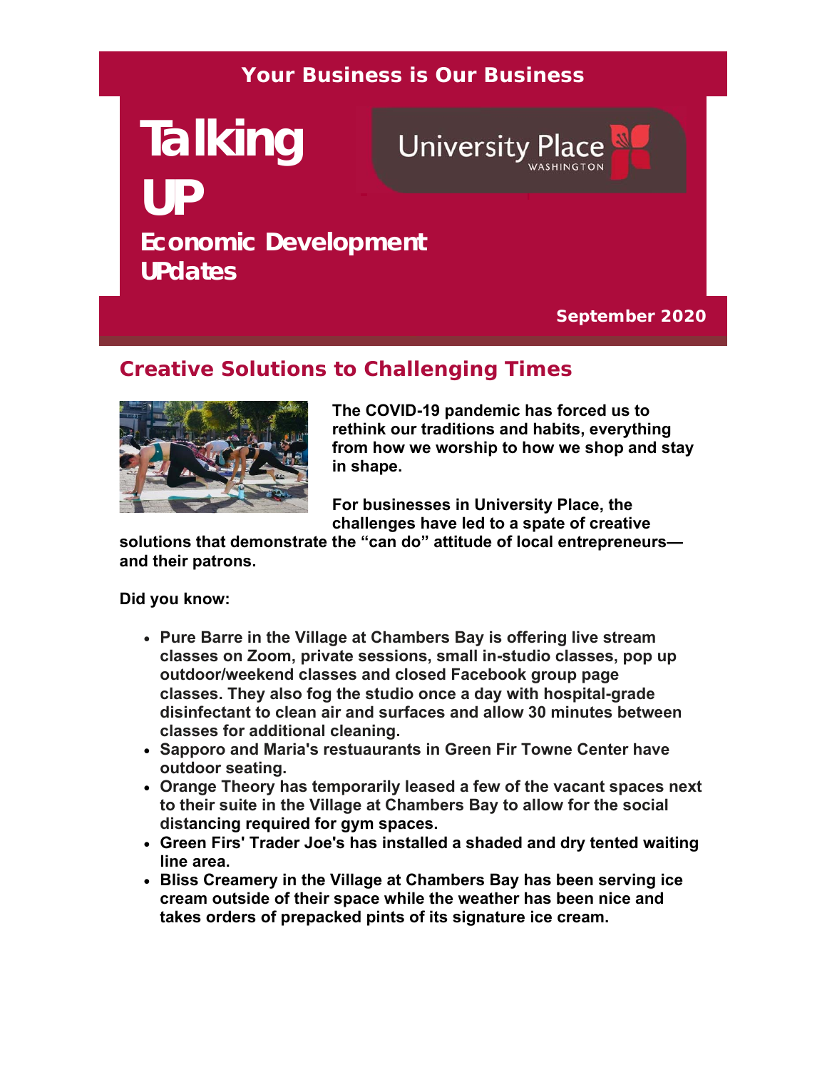Your Business is Our Business

# Talking UP

University Place WASHINGTON

## Economic Development UPdates

September 2020

## Creative Solutions to Challenging Times

**The COVID-19 pandemic has forced us to rethink our traditions and habits, everything from how we worship to how we shop and stay in shape.**

**For businesses in University Place, the challenges have led to a spate of creative solutions that demonstrate the "can do" attitude of local entrepreneurs—and their patrons.**

**Did you know:**

- **Pure Barre in the Village at Chambers Bay is offering live stream classes on Zoom, private sessions, small in-studio classes, pop up outdoor/weekend classes and closed Facebook group page classes. They also fog the studio once a day with hospital-grade disinfectant to clean air and surfaces and allow 30 minutes between classes for additional cleaning.**
- **Sapporo and Maria's restuaurants in Green Fir Towne Center have outdoor seating.**
- **Orange Theory has temporarily leased a few of the vacant spaces next to their suite in the Village at Chambers Bay to allow for the social distancing required for gym spaces.**
- **Green Firs' Trader Joe's has installed a shaded and dry tented waiting line area.**
- **Bliss Creamery in the Village at Chambers Bay has been serving ice cream outside of their space while the weather has been nice and takes orders of prepacked pints of its signature ice cream.**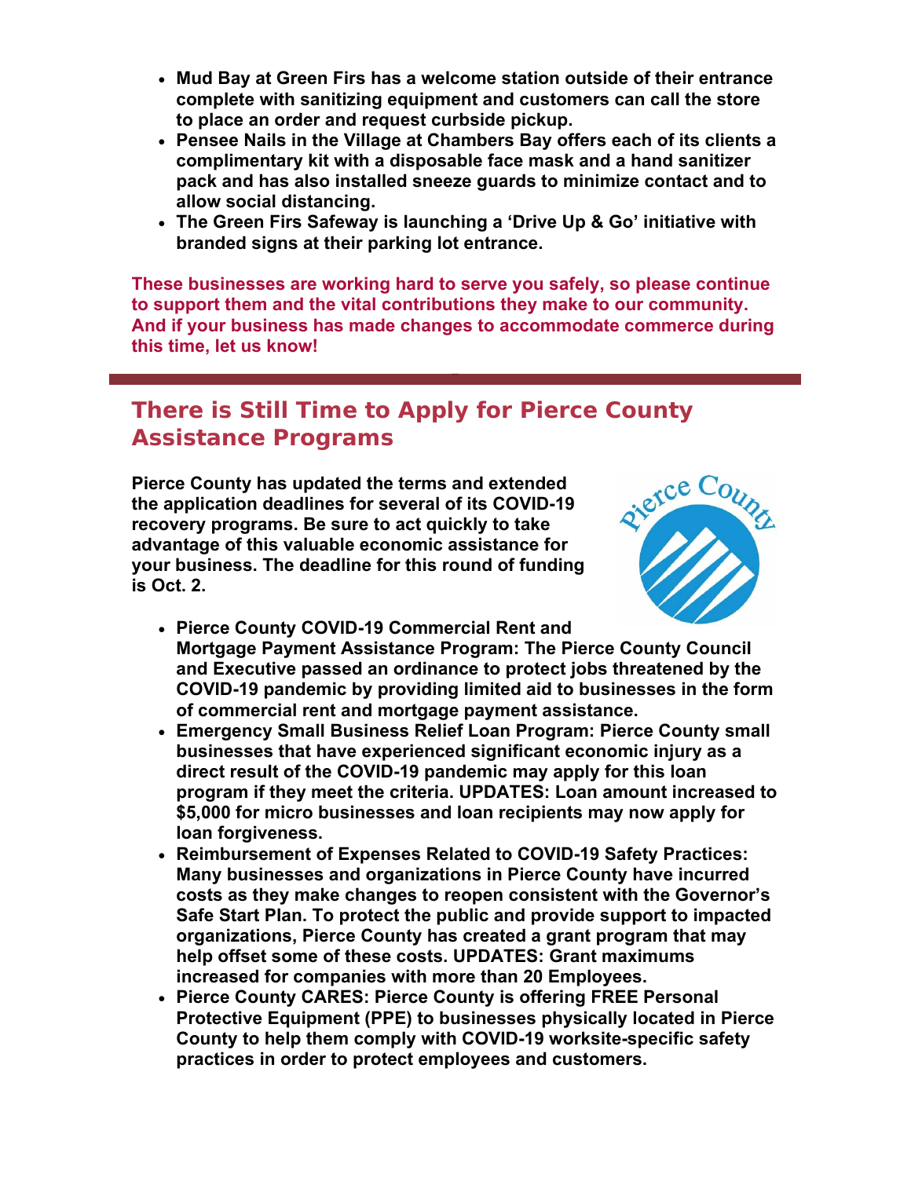- **Mud Bay at Green Firs has a welcome station outside of their entrance complete with sanitizing equipment and customers can call the store to place an order and request curbside pickup.**
- **Pensee Nails in the Village at Chambers Bay offers each of its clients a complimentary kit with a disposable face mask and a hand sanitizer pack and has also installed sneeze guards to minimize contact and to allow social distancing.**
- **The Green Firs Safeway is launching a 'Drive Up & Go' initiative with branded signs at their parking lot entrance.**

**These businesses are working hard to serve you safely, so please continue to support them and the vital contributions they make to our community. And if your business has made changes to accommodate commerce during this time, let us know!**

## There is Still Time to Apply for Pierce County Assistance Programs

**Pierce County has updated the terms and extended the application deadlines for several of its COVID-19 recovery programs. Be sure to act quickly to take advantage of this valuable economic assistance for your business. The deadline for this round of funding is Oct. 2.**

- **Pierce County COVID-19 Commercial Rent and Mortgage Payment Assistance Program: The Pierce County Council and Executive passed an ordinance to protect jobs threatened by the COVID-19 pandemic by providing limited aid to businesses in the form of commercial rent and mortgage payment assistance.**
- **Emergency Small Business Relief Loan Program: Pierce County small businesses that have experienced significant economic injury as a direct result of the COVID-19 pandemic may apply for this loan program if they meet the criteria. UPDATES: Loan amount increased to $5,000 for micro businesses and loan recipients may now apply for loan forgiveness.**
- **Reimbursement of Expenses Related to COVID-19 Safety Practices: Many businesses and organizations in Pierce County have incurred costs as they make changes to reopen consistent with the Governor's Safe Start Plan. To protect the public and provide support to impacted organizations, Pierce County has created a grant program that may help offset some of these costs. UPDATES: Grant maximums increased for companies with more than 20 Employees.**
- **Pierce County CARES: Pierce County is offering FREE Personal Protective Equipment (PPE) to businesses physically located in Pierce County to help them comply with COVID-19 worksite-specific safety practices in order to protect employees and customers.**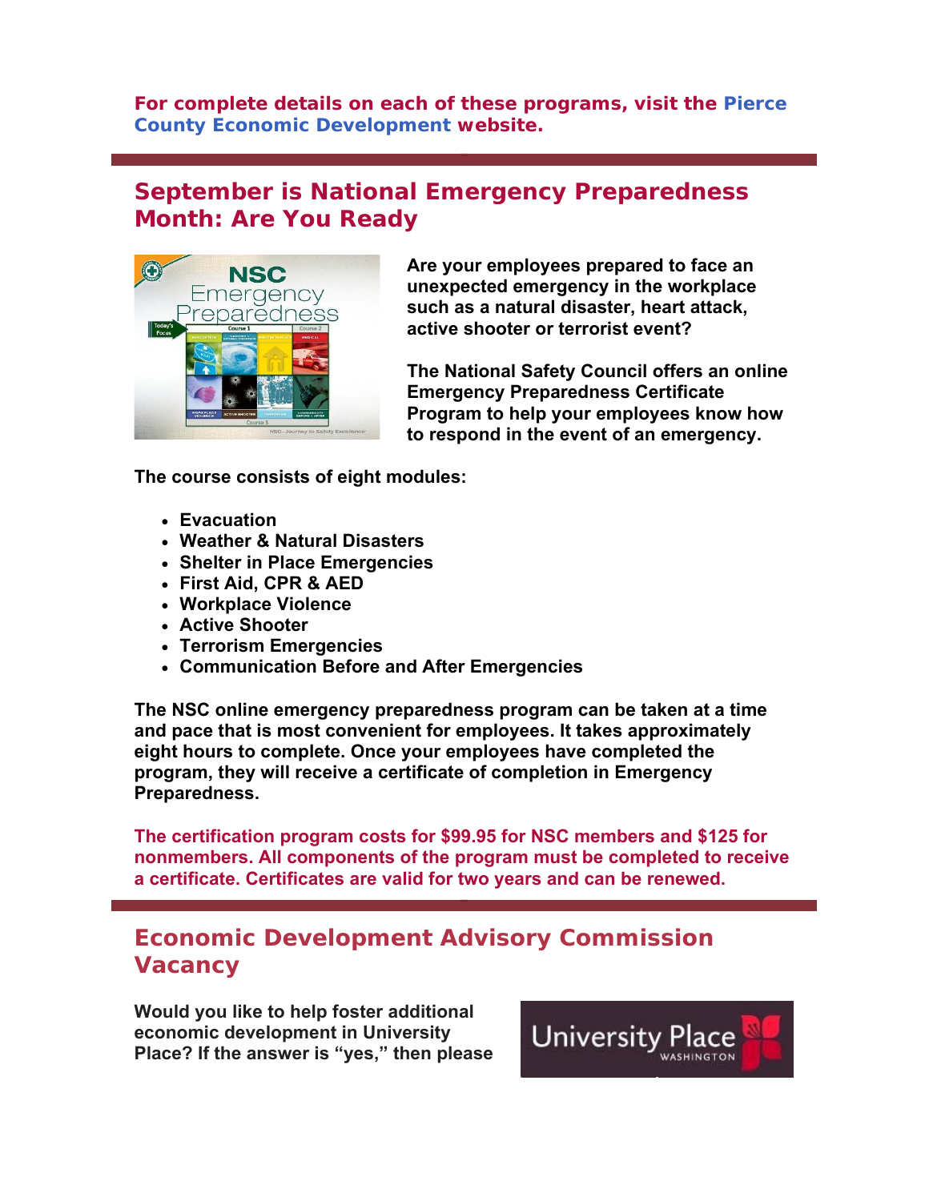**For complete details on each of these programs, visit the Pierce County Economic Development website.**

---

## September is National Emergency Preparedness Month: Are You Ready

**Are your employees prepared to face an unexpected emergency in the workplace such as a natural disaster, heart attack, active shooter or terrorist event?**

**The National Safety Council offers an online Emergency Preparedness Certificate Program to help your employees know how to respond in the event of an emergency.**

**The course consists of eight modules:**

- **Evacuation**
- **Weather & Natural Disasters**
- **Shelter in Place Emergencies**
- **First Aid, CPR & AED**
- **Workplace Violence**
- **Active Shooter**
- **Terrorism Emergencies**
- **Communication Before and After Emergencies**

**The NSC online emergency preparedness program can be taken at a time and pace that is most convenient for employees. It takes approximately eight hours to complete. Once your employees have completed the program, they will receive a certificate of completion in Emergency Preparedness.**

**The certification program costs for $99.95 for NSC members and $125 for nonmembers. All components of the program must be completed to receive a certificate. Certificates are valid for two years and can be renewed.**

---

## Economic Development Advisory Commission Vacancy

**Would you like to help foster additional economic development in University Place? If the answer is "yes," then please**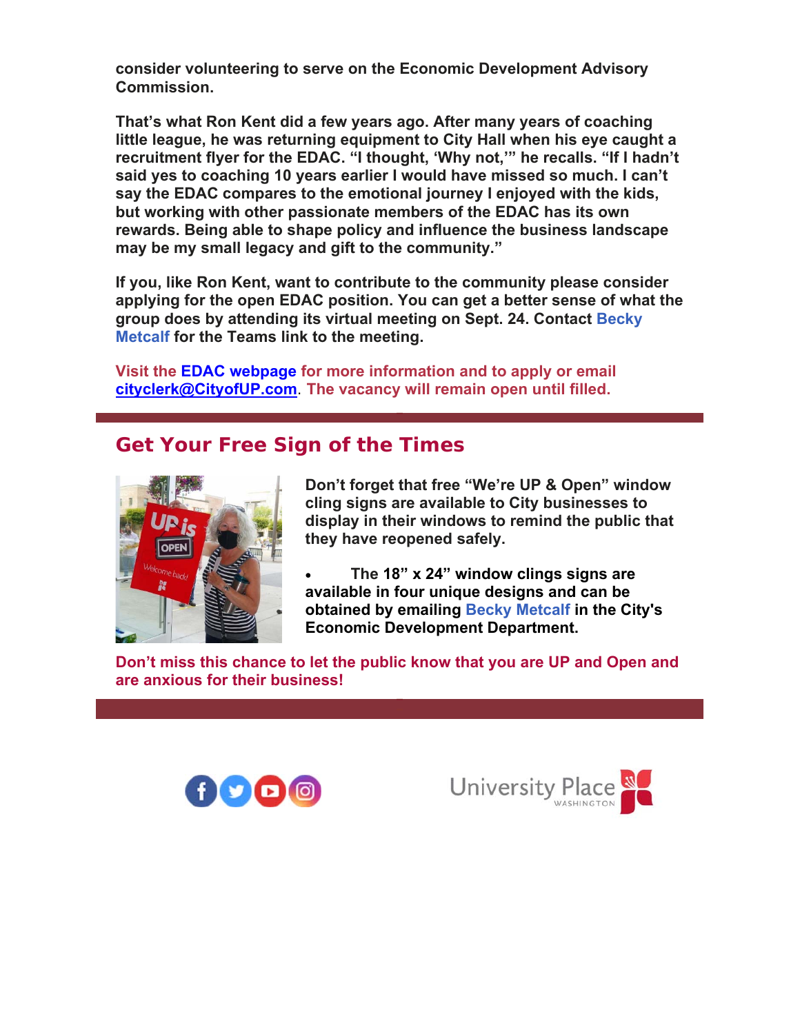**consider volunteering to serve on the Economic Development Advisory Commission.**

**That's what Ron Kent did a few years ago. After many years of coaching little league, he was returning equipment to City Hall when his eye caught a recruitment flyer for the EDAC. "I thought, 'Why not,'" he recalls. "If I hadn't said yes to coaching 10 years earlier I would have missed so much. I can't say the EDAC compares to the emotional journey I enjoyed with the kids, but working with other passionate members of the EDAC has its own rewards. Being able to shape policy and influence the business landscape may be my small legacy and gift to the community."**

**If you, like Ron Kent, want to contribute to the community please consider applying for the open EDAC position. You can get a better sense of what the group does by attending its virtual meeting on Sept. 24. Contact Becky Metcalf for the Teams link to the meeting.**

**Visit the EDAC webpage for more information and to apply or email cityclerk@CityofUP.com. The vacancy will remain open until filled.**

## Get Your Free Sign of the Times

**Don't forget that free "We're UP & Open" window cling signs are available to City businesses to display in their windows to remind the public that they have reopened safely.**

- **The 18" x 24" window clings signs are available in four unique designs and can be obtained by emailing Becky Metcalf in the City's Economic Development Department.**

**Don't miss this chance to let the public know that you are UP and Open and are anxious for their business!**

University Place WASHINGTON